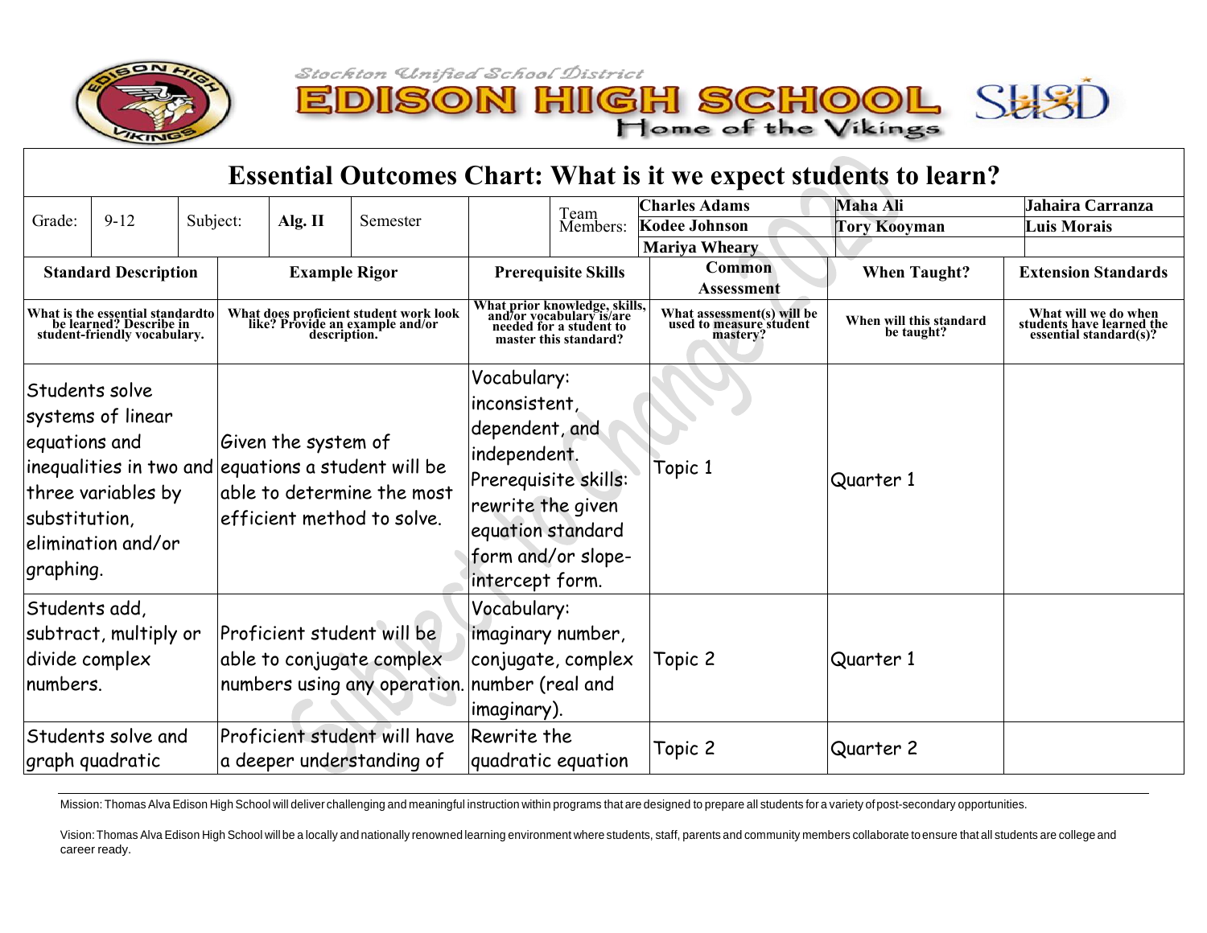Stockton Unified School District

# EDISON HIGH SCHOOL

Home of the Vikings

## Essential Outcomes Chart: What is it we expect students to learn?

| Grade: | 9-12 | Subject: | Alg. II | Semester | | Team Members: | Charles Adams | Maha Ali | Jahaira Carranza |
|---|---|---|---|---|---|---|---|---|---|
| | | | | | | | Kodee Johnson | Tory Kooyman | Luis Morais |
| | | | | | | | Mariya Wheary | | |

| Standard Description | Example Rigor | Prerequisite Skills | Common Assessment | When Taught? | Extension Standards |
|---|---|---|---|---|---|
| What is the essential standardto be learned? Describe in student-friendly vocabulary. | What does proficient student work look like? Provide an example and/or description. | What prior knowledge, skills, and/or vocabulary is/are needed for a student to master this standard? | What assessment(s) will be used to measure student mastery? | When will this standard be taught? | What will we do when students have learned the essential standard(s)? |
| Students solve systems of linear equations and inequalities in two and three variables by substitution, elimination and/or graphing. | Given the system of equations a student will be able to determine the most efficient method to solve. | Vocabulary: inconsistent, dependent, and independent. Prerequisite skills: rewrite the given equation standard form and/or slope-intercept form. | Topic 1 | Quarter 1 | |
| Students add, subtract, multiply or divide complex numbers. | Proficient student will be able to conjugate complex numbers using any operation. | Vocabulary: imaginary number, complex conjugate, complex number (real and imaginary). | Topic 2 | Quarter 1 | |
| Students solve and graph quadratic | Proficient student will have a deeper understanding of | Rewrite the quadratic equation | Topic 2 | Quarter 2 | |

Mission: Thomas Alva Edison High School will deliver challenging and meaningful instruction within programs that are designed to prepare all students for a variety of post-secondary opportunities.

Vision: Thomas Alva Edison High School will be a locally and nationally renowned learning environment where students, staff, parents and community members collaborate to ensure that all students are college and career ready.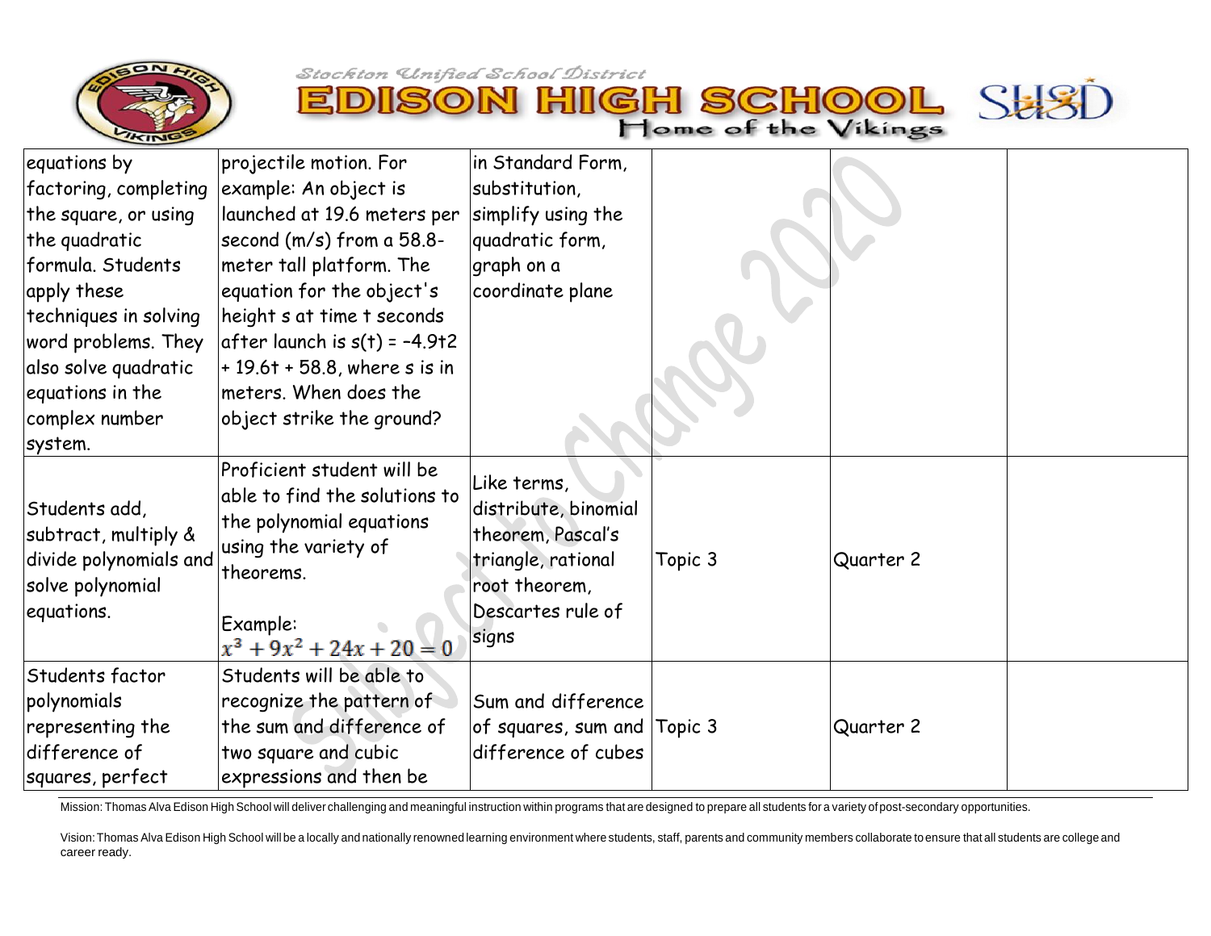| | | | | | |
|---|---|---|---|---|---|
| equations by factoring, completing the square, or using the quadratic formula. Students apply these techniques in solving word problems. They also solve quadratic equations in the complex number system. | projectile motion. For example: An object is launched at 19.6 meters per second (m/s) from a 58.8-meter tall platform. The equation for the object's height s at time t seconds after launch is s(t) = –4.9t2 + 19.6t + 58.8, where s is in meters. When does the object strike the ground? | in Standard Form, substitution, simplify using the quadratic form, graph on a coordinate plane | | | |
| Students add, subtract, multiply & divide polynomials and solve polynomial equations. | Proficient student will be able to find the solutions to the polynomial equations using the variety of theorems. Example: $x^3 + 9x^2 + 24x + 20 = 0$ | Like terms, distribute, binomial theorem, Pascal's triangle, rational root theorem, Descartes rule of signs | Topic 3 | Quarter 2 | |
| Students factor polynomials representing the difference of squares, perfect | Students will be able to recognize the pattern of the sum and difference of two square and cubic expressions and then be | Sum and difference of squares, sum and difference of cubes | Topic 3 | Quarter 2 | |

Mission: Thomas Alva Edison High School will deliver challenging and meaningful instruction within programs that are designed to prepare all students for a variety of post-secondary opportunities.

Vision: Thomas Alva Edison High School will be a locally and nationally renowned learning environment where students, staff, parents and community members collaborate to ensure that all students are college and career ready.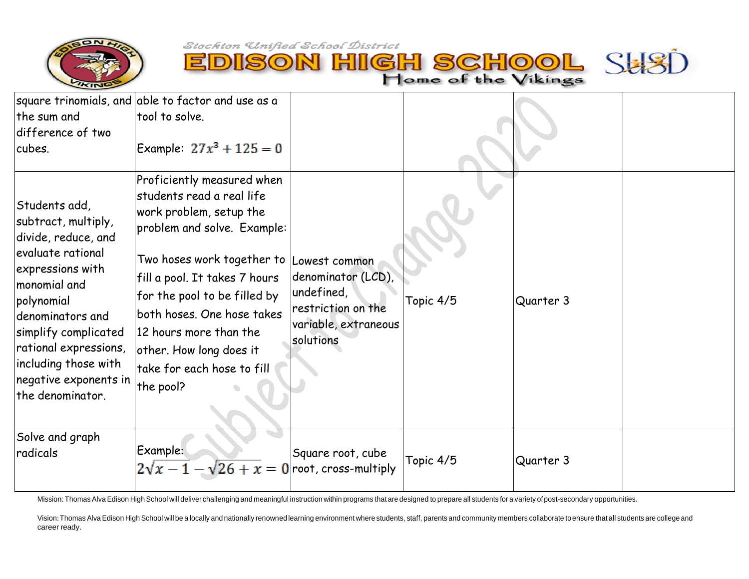| | | | | | |
|---|---|---|---|---|---|
| square trinomials, and the sum and difference of two cubes. | able to factor and use as a tool to solve.<br><br>Example: $27x^3 + 125 = 0$ | | | | |
| Students add, subtract, multiply, divide, reduce, and evaluate rational expressions with monomial and polynomial denominators and simplify complicated rational expressions, including those with negative exponents in the denominator. | Proficiently measured when students read a real life work problem, setup the problem and solve. Example:<br><br>Two hoses work together to fill a pool. It takes 7 hours for the pool to be filled by both hoses. One hose takes 12 hours more than the other. How long does it take for each hose to fill the pool? | Lowest common denominator (LCD), undefined, restriction on the variable, extraneous solutions | Topic 4/5 | Quarter 3 | |
| Solve and graph radicals | Example:<br>$2\sqrt{x-1} - \sqrt{26+x} = 0$ | Square root, cube root, cross-multiply | Topic 4/5 | Quarter 3 | |

Mission: Thomas Alva Edison High School will deliver challenging and meaningful instruction within programs that are designed to prepare all students for a variety of post-secondary opportunities.

Vision: Thomas Alva Edison High School will be a locally and nationally renowned learning environment where students, staff, parents and community members collaborate to ensure that all students are college and career ready.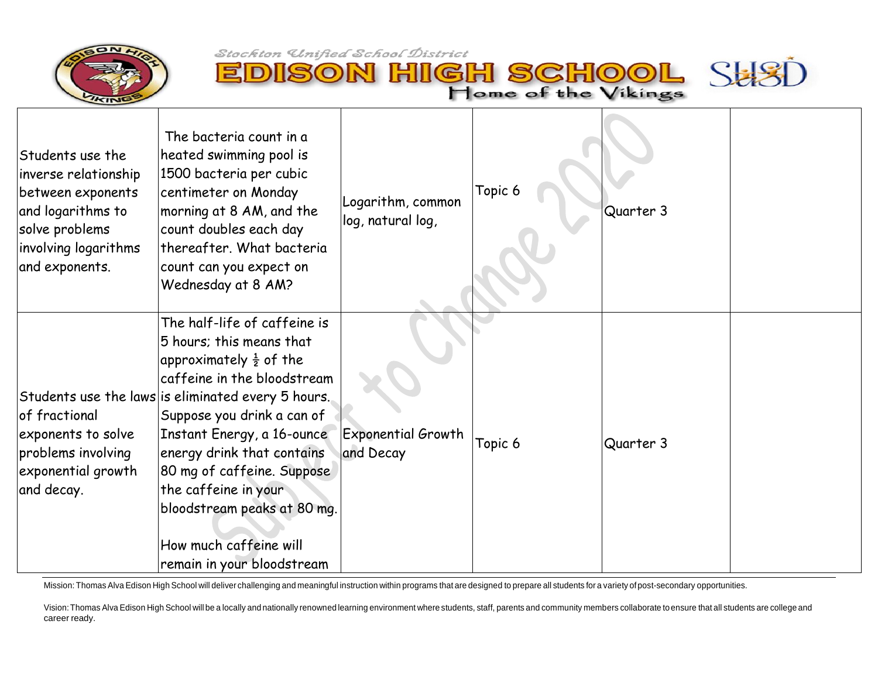| | | | | | |
|---|---|---|---|---|---|
| Students use the inverse relationship between exponents and logarithms to solve problems involving logarithms and exponents. | The bacteria count in a heated swimming pool is 1500 bacteria per cubic centimeter on Monday morning at 8 AM, and the count doubles each day thereafter. What bacteria count can you expect on Wednesday at 8 AM? | Logarithm, common log, natural log, | Topic 6 | Quarter 3 | |
| Students use the laws of fractional exponents to solve problems involving exponential growth and decay. | The half-life of caffeine is 5 hours; this means that approximately $\frac{1}{2}$ of the caffeine in the bloodstream is eliminated every 5 hours. Suppose you drink a can of Instant Energy, a 16-ounce energy drink that contains 80 mg of caffeine. Suppose the caffeine in your bloodstream peaks at 80 mg.<br><br>How much caffeine will remain in your bloodstream | Exponential Growth and Decay | Topic 6 | Quarter 3 | |

Mission: Thomas Alva Edison High School will deliver challenging and meaningful instruction within programs that are designed to prepare all students for a variety of post-secondary opportunities.

Vision: Thomas Alva Edison High School will be a locally and nationally renowned learning environment where students, staff, parents and community members collaborate to ensure that all students are college and career ready.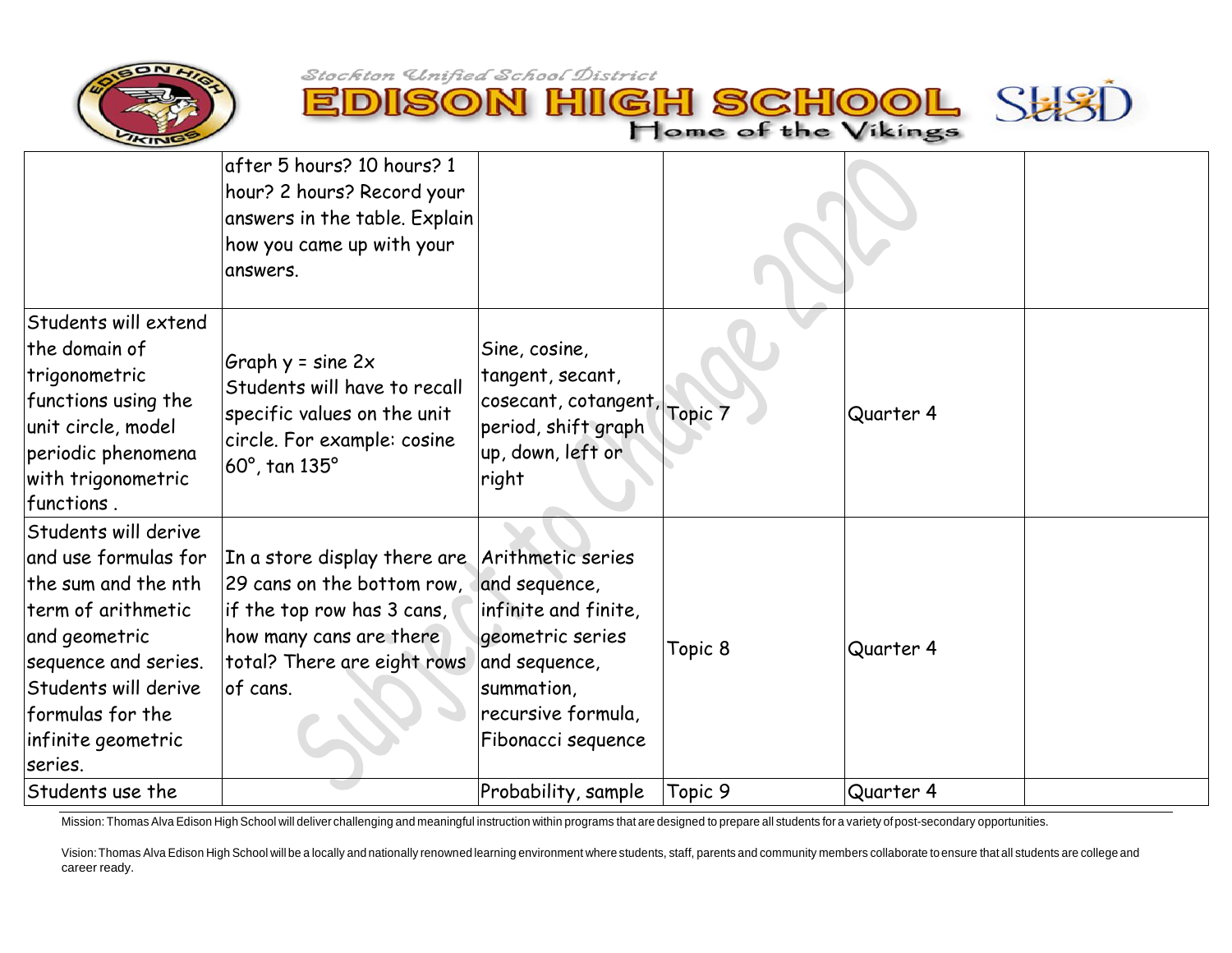| | | | | | |
|---|---|---|---|---|---|
| | after 5 hours? 10 hours? 1 hour? 2 hours? Record your answers in the table. Explain how you came up with your answers. | | | | |
| Students will extend the domain of trigonometric functions using the unit circle, model periodic phenomena with trigonometric functions . | Graph y = sine 2x Students will have to recall specific values on the unit circle. For example: cosine 60°, tan 135° | Sine, cosine, tangent, secant, cosecant, cotangent, period, shift graph up, down, left or right | Topic 7 | Quarter 4 | |
| Students will derive and use formulas for the sum and the nth term of arithmetic and geometric sequence and series. Students will derive formulas for the infinite geometric series. | In a store display there are 29 cans on the bottom row, if the top row has 3 cans, how many cans are there total? There are eight rows of cans. | Arithmetic series and sequence, infinite and finite, geometric series and sequence, summation, recursive formula, Fibonacci sequence | Topic 8 | Quarter 4 | |
| Students use the | | Probability, sample | Topic 9 | Quarter 4 | |

Mission: Thomas Alva Edison High School will deliver challenging and meaningful instruction within programs that are designed to prepare all students for a variety of post-secondary opportunities.

Vision: Thomas Alva Edison High School will be a locally and nationally renowned learning environment where students, staff, parents and community members collaborate to ensure that all students are college and career ready.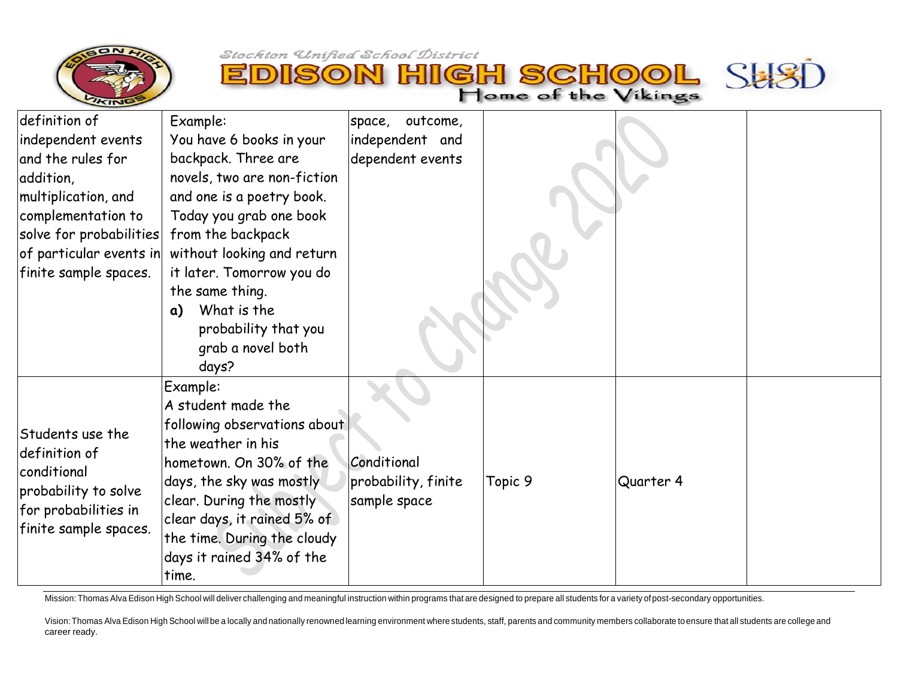| | | | | | |
|---|---|---|---|---|---|
| definition of independent events and the rules for addition, multiplication, and complementation to solve for probabilities of particular events in finite sample spaces. | Example:<br>You have 6 books in your backpack. Three are novels, two are non-fiction and one is a poetry book. Today you grab one book from the backpack without looking and return it later. Tomorrow you do the same thing.<br>**a)** What is the probability that you grab a novel both days? | space, outcome, independent and dependent events | | | |
| Students use the definition of conditional probability to solve for probabilities in finite sample spaces. | Example:<br>A student made the following observations about the weather in his hometown. On 30% of the days, the sky was mostly clear. During the mostly clear days, it rained 5% of the time. During the cloudy days it rained 34% of the time. | Conditional probability, finite sample space | Topic 9 | Quarter 4 | |

Mission: Thomas Alva Edison High School will deliver challenging and meaningful instruction within programs that are designed to prepare all students for a variety of post-secondary opportunities.

Vision: Thomas Alva Edison High School will be a locally and nationally renowned learning environment where students, staff, parents and community members collaborate to ensure that all students are college and career ready.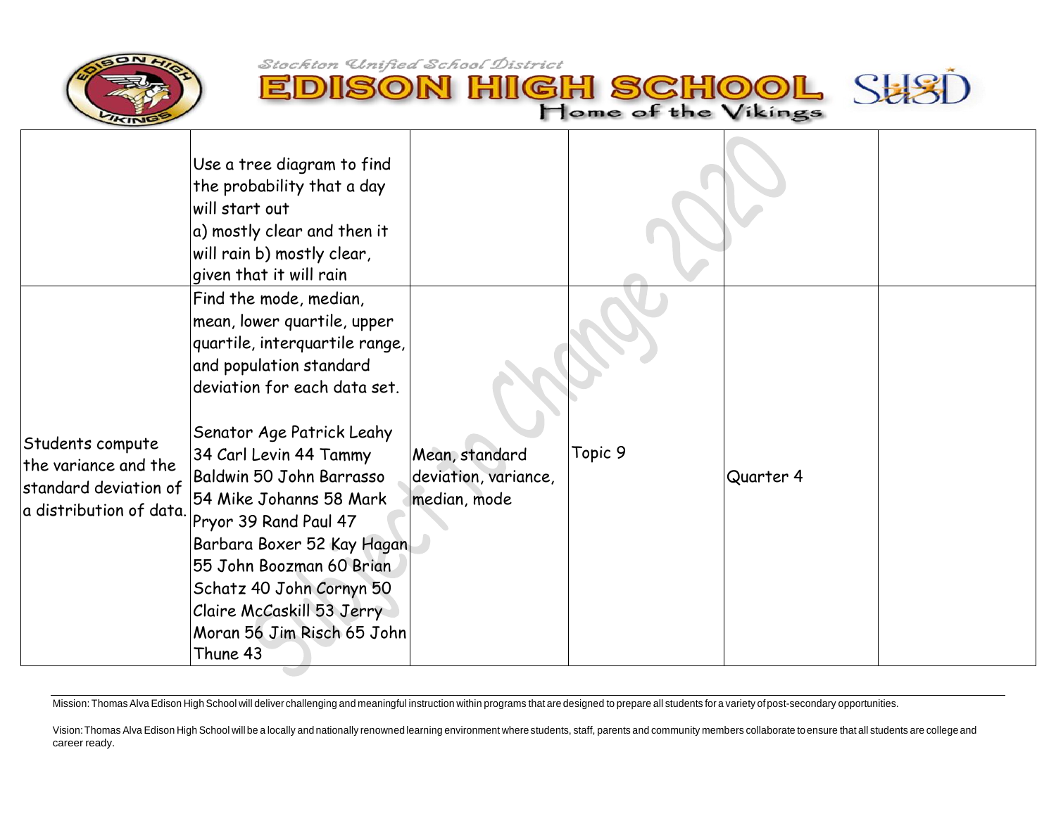| | | | | | |
|---|---|---|---|---|---|
| | Use a tree diagram to find the probability that a day will start out a) mostly clear and then it will rain b) mostly clear, given that it will rain | | | | |
| Students compute the variance and the standard deviation of a distribution of data. | Find the mode, median, mean, lower quartile, upper quartile, interquartile range, and population standard deviation for each data set.<br><br>Senator Age Patrick Leahy 34 Carl Levin 44 Tammy Baldwin 50 John Barrasso 54 Mike Johanns 58 Mark Pryor 39 Rand Paul 47 Barbara Boxer 52 Kay Hagan 55 John Boozman 60 Brian Schatz 40 John Cornyn 50 Claire McCaskill 53 Jerry Moran 56 Jim Risch 65 John Thune 43 | Mean, standard deviation, variance, median, mode | Topic 9 | Quarter 4 | |

Mission: Thomas Alva Edison High School will deliver challenging and meaningful instruction within programs that are designed to prepare all students for a variety of post-secondary opportunities.

Vision: Thomas Alva Edison High School will be a locally and nationally renowned learning environment where students, staff, parents and community members collaborate to ensure that all students are college and career ready.